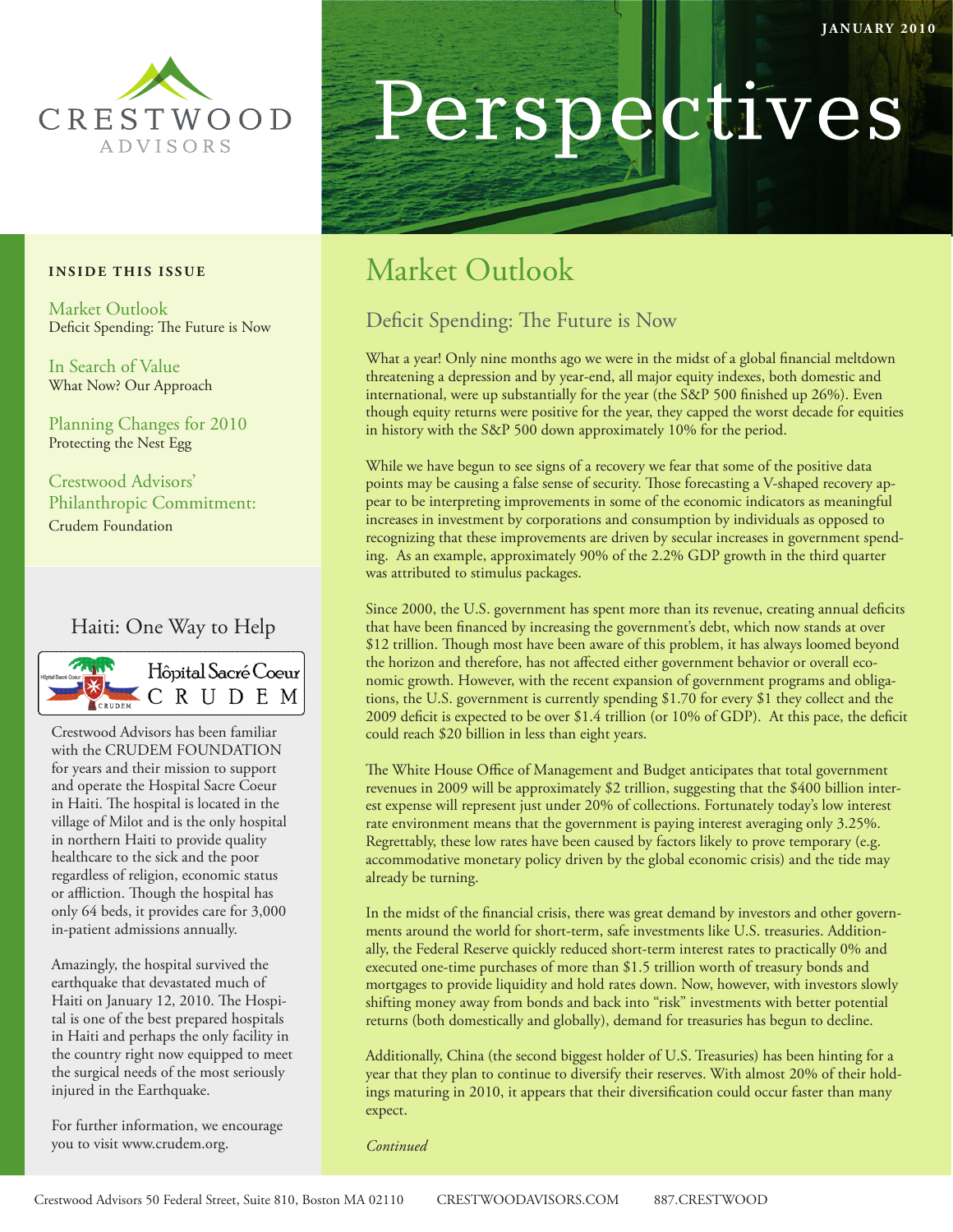CRESTWOOD ADVISORS

JANUARY 2010

# Perspectives

**INSIDE THIS ISSUE**

Market Outlook
Deficit Spending: The Future is Now

In Search of Value
What Now? Our Approach

Planning Changes for 2010
Protecting the Nest Egg

Crestwood Advisors' Philanthropic Commitment:
Crudem Foundation

## Haiti: One Way to Help

Hôpital Sacré Coeur CRUDEM

Crestwood Advisors has been familiar with the CRUDEM FOUNDATION for years and their mission to support and operate the Hospital Sacre Coeur in Haiti. The hospital is located in the village of Milot and is the only hospital in northern Haiti to provide quality healthcare to the sick and the poor regardless of religion, economic status or affliction. Though the hospital has only 64 beds, it provides care for 3,000 in-patient admissions annually.

Amazingly, the hospital survived the earthquake that devastated much of Haiti on January 12, 2010. The Hospital is one of the best prepared hospitals in Haiti and perhaps the only facility in the country right now equipped to meet the surgical needs of the most seriously injured in the Earthquake.

For further information, we encourage you to visit www.crudem.org.

# Market Outlook

## Deficit Spending: The Future is Now

What a year! Only nine months ago we were in the midst of a global financial meltdown threatening a depression and by year-end, all major equity indexes, both domestic and international, were up substantially for the year (the S&P 500 finished up 26%). Even though equity returns were positive for the year, they capped the worst decade for equities in history with the S&P 500 down approximately 10% for the period.

While we have begun to see signs of a recovery we fear that some of the positive data points may be causing a false sense of security. Those forecasting a V-shaped recovery appear to be interpreting improvements in some of the economic indicators as meaningful increases in investment by corporations and consumption by individuals as opposed to recognizing that these improvements are driven by secular increases in government spending. As an example, approximately 90% of the 2.2% GDP growth in the third quarter was attributed to stimulus packages.

Since 2000, the U.S. government has spent more than its revenue, creating annual deficits that have been financed by increasing the government's debt, which now stands at over $12 trillion. Though most have been aware of this problem, it has always loomed beyond the horizon and therefore, has not affected either government behavior or overall economic growth. However, with the recent expansion of government programs and obligations, the U.S. government is currently spending $1.70 for every $1 they collect and the 2009 deficit is expected to be over $1.4 trillion (or 10% of GDP). At this pace, the deficit could reach $20 billion in less than eight years.

The White House Office of Management and Budget anticipates that total government revenues in 2009 will be approximately $2 trillion, suggesting that the $400 billion interest expense will represent just under 20% of collections. Fortunately today's low interest rate environment means that the government is paying interest averaging only 3.25%. Regrettably, these low rates have been caused by factors likely to prove temporary (e.g. accommodative monetary policy driven by the global economic crisis) and the tide may already be turning.

In the midst of the financial crisis, there was great demand by investors and other governments around the world for short-term, safe investments like U.S. treasuries. Additionally, the Federal Reserve quickly reduced short-term interest rates to practically 0% and executed one-time purchases of more than $1.5 trillion worth of treasury bonds and mortgages to provide liquidity and hold rates down. Now, however, with investors slowly shifting money away from bonds and back into "risk" investments with better potential returns (both domestically and globally), demand for treasuries has begun to decline.

Additionally, China (the second biggest holder of U.S. Treasuries) has been hinting for a year that they plan to continue to diversify their reserves. With almost 20% of their holdings maturing in 2010, it appears that their diversification could occur faster than many expect.

*Continued*

Crestwood Advisors 50 Federal Street, Suite 810, Boston MA 02110 CRESTWOODADVISORS.COM 887.CRESTWOOD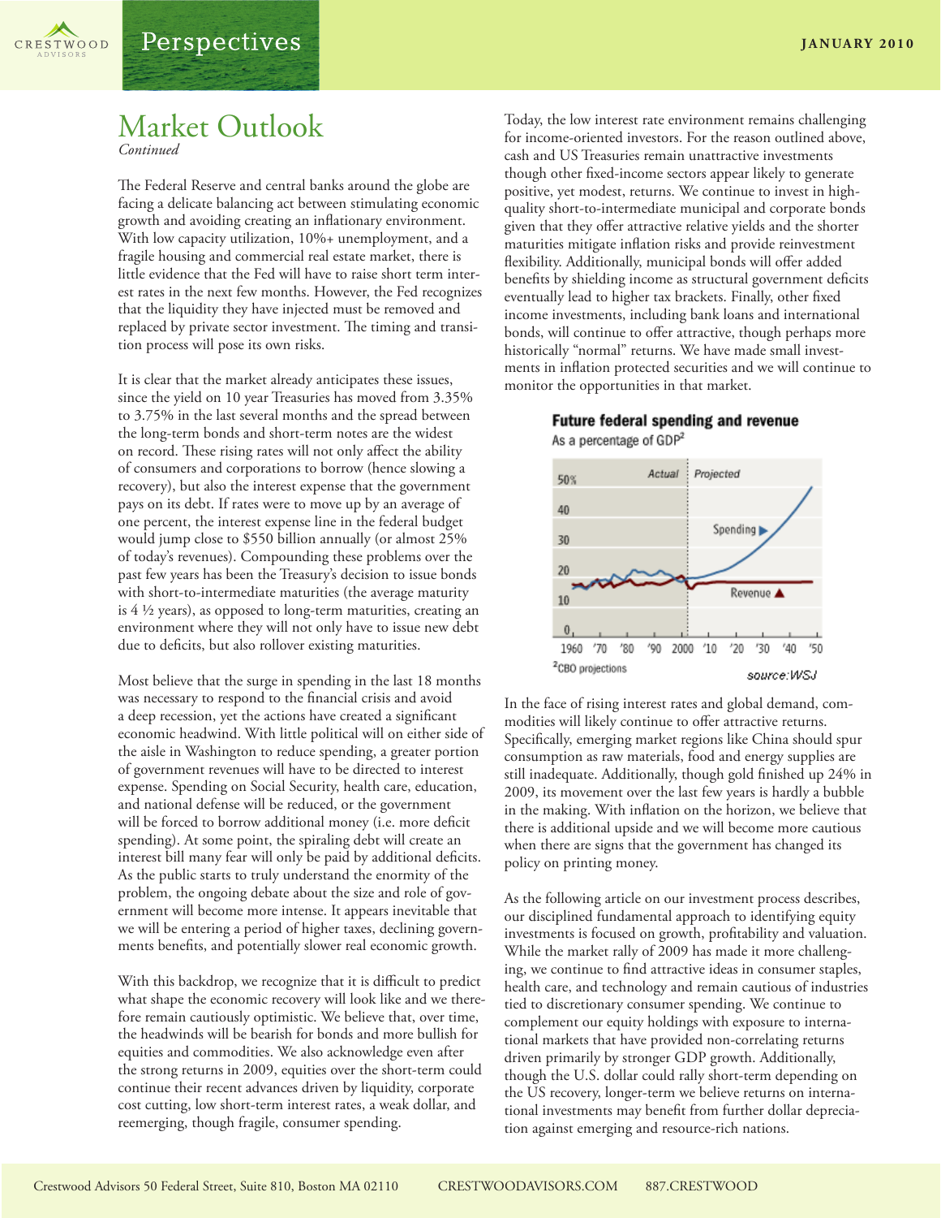# Market Outlook

*Continued*

The Federal Reserve and central banks around the globe are facing a delicate balancing act between stimulating economic growth and avoiding creating an inflationary environment. With low capacity utilization, 10%+ unemployment, and a fragile housing and commercial real estate market, there is little evidence that the Fed will have to raise short term interest rates in the next few months. However, the Fed recognizes that the liquidity they have injected must be removed and replaced by private sector investment. The timing and transition process will pose its own risks.

It is clear that the market already anticipates these issues, since the yield on 10 year Treasuries has moved from 3.35% to 3.75% in the last several months and the spread between the long-term bonds and short-term notes are the widest on record. These rising rates will not only affect the ability of consumers and corporations to borrow (hence slowing a recovery), but also the interest expense that the government pays on its debt. If rates were to move up by an average of one percent, the interest expense line in the federal budget would jump close to $550 billion annually (or almost 25% of today's revenues). Compounding these problems over the past few years has been the Treasury's decision to issue bonds with short-to-intermediate maturities (the average maturity is 4 ½ years), as opposed to long-term maturities, creating an environment where they will not only have to issue new debt due to deficits, but also rollover existing maturities.

Most believe that the surge in spending in the last 18 months was necessary to respond to the financial crisis and avoid a deep recession, yet the actions have created a significant economic headwind. With little political will on either side of the aisle in Washington to reduce spending, a greater portion of government revenues will have to be directed to interest expense. Spending on Social Security, health care, education, and national defense will be reduced, or the government will be forced to borrow additional money (i.e. more deficit spending). At some point, the spiraling debt will create an interest bill many fear will only be paid by additional deficits. As the public starts to truly understand the enormity of the problem, the ongoing debate about the size and role of government will become more intense. It appears inevitable that we will be entering a period of higher taxes, declining governments benefits, and potentially slower real economic growth.

With this backdrop, we recognize that it is difficult to predict what shape the economic recovery will look like and we therefore remain cautiously optimistic. We believe that, over time, the headwinds will be bearish for bonds and more bullish for equities and commodities. We also acknowledge even after the strong returns in 2009, equities over the short-term could continue their recent advances driven by liquidity, corporate cost cutting, low short-term interest rates, a weak dollar, and reemerging, though fragile, consumer spending.

Today, the low interest rate environment remains challenging for income-oriented investors. For the reason outlined above, cash and US Treasuries remain unattractive investments though other fixed-income sectors appear likely to generate positive, yet modest, returns. We continue to invest in high-quality short-to-intermediate municipal and corporate bonds given that they offer attractive relative yields and the shorter maturities mitigate inflation risks and provide reinvestment flexibility. Additionally, municipal bonds will offer added benefits by shielding income as structural government deficits eventually lead to higher tax brackets. Finally, other fixed income investments, including bank loans and international bonds, will continue to offer attractive, though perhaps more historically "normal" returns. We have made small investments in inflation protected securities and we will continue to monitor the opportunities in that market.

**Future federal spending and revenue**

As a percentage of GDP[2]

[Chart: Actual (1960–2000) and Projected (2010–2050) lines for Spending and Revenue; y-axis 0–50%]

[2]CBO projections

source: WSJ

In the face of rising interest rates and global demand, commodities will likely continue to offer attractive returns. Specifically, emerging market regions like China should spur consumption as raw materials, food and energy supplies are still inadequate. Additionally, though gold finished up 24% in 2009, its movement over the last few years is hardly a bubble in the making. With inflation on the horizon, we believe that there is additional upside and we will become more cautious when there are signs that the government has changed its policy on printing money.

As the following article on our investment process describes, our disciplined fundamental approach to identifying equity investments is focused on growth, profitability and valuation. While the market rally of 2009 has made it more challenging, we continue to find attractive ideas in consumer staples, health care, and technology and remain cautious of industries tied to discretionary consumer spending. We continue to complement our equity holdings with exposure to international markets that have provided non-correlating returns driven primarily by stronger GDP growth. Additionally, though the U.S. dollar could rally short-term depending on the US recovery, longer-term we believe returns on international investments may benefit from further dollar depreciation against emerging and resource-rich nations.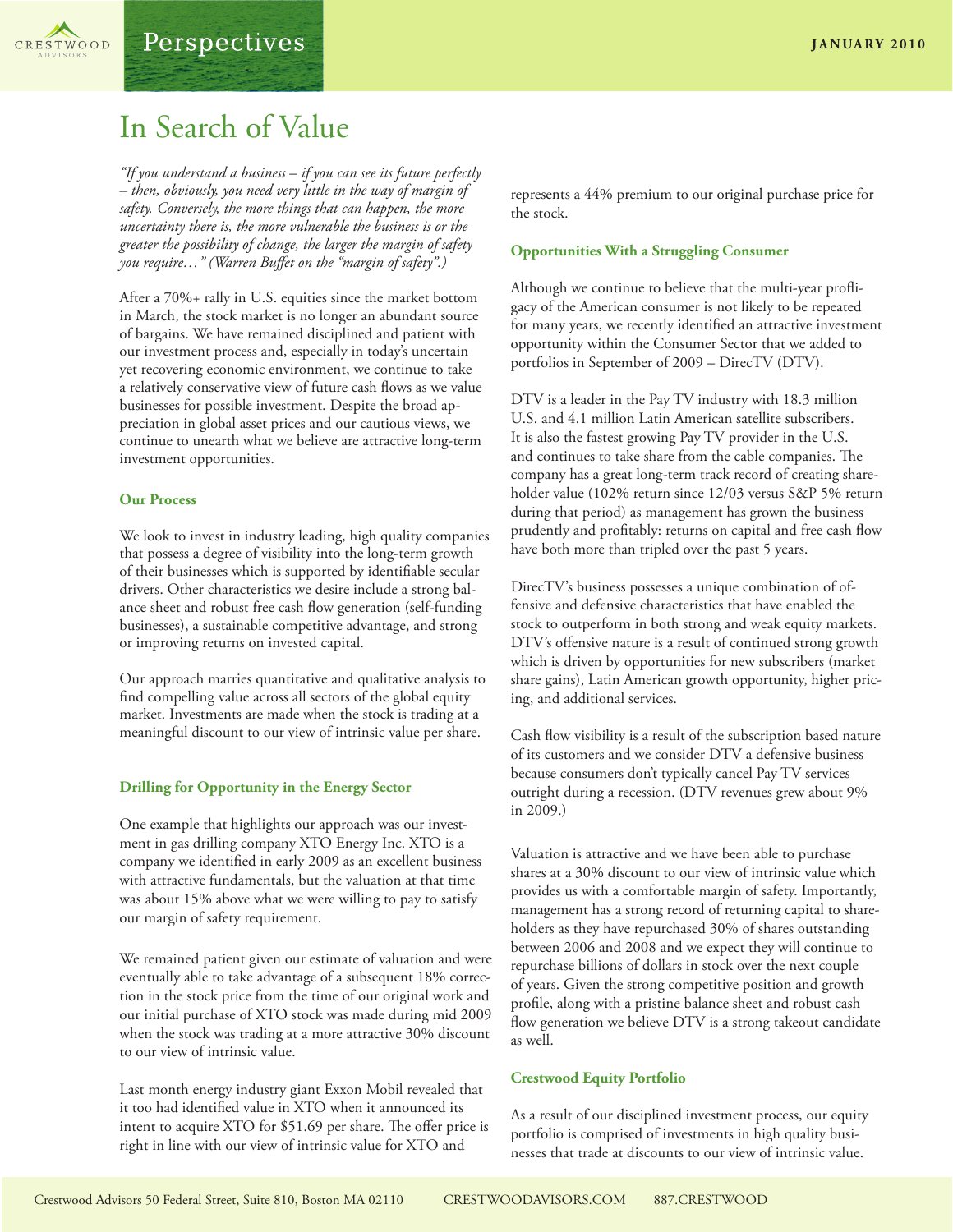# In Search of Value

*"If you understand a business – if you can see its future perfectly – then, obviously, you need very little in the way of margin of safety. Conversely, the more things that can happen, the more uncertainty there is, the more vulnerable the business is or the greater the possibility of change, the larger the margin of safety you require…" (Warren Buffet on the "margin of safety".)*

After a 70%+ rally in U.S. equities since the market bottom in March, the stock market is no longer an abundant source of bargains. We have remained disciplined and patient with our investment process and, especially in today's uncertain yet recovering economic environment, we continue to take a relatively conservative view of future cash flows as we value businesses for possible investment. Despite the broad appreciation in global asset prices and our cautious views, we continue to unearth what we believe are attractive long-term investment opportunities.

### Our Process

We look to invest in industry leading, high quality companies that possess a degree of visibility into the long-term growth of their businesses which is supported by identifiable secular drivers. Other characteristics we desire include a strong balance sheet and robust free cash flow generation (self-funding businesses), a sustainable competitive advantage, and strong or improving returns on invested capital.

Our approach marries quantitative and qualitative analysis to find compelling value across all sectors of the global equity market. Investments are made when the stock is trading at a meaningful discount to our view of intrinsic value per share.

### Drilling for Opportunity in the Energy Sector

One example that highlights our approach was our investment in gas drilling company XTO Energy Inc. XTO is a company we identified in early 2009 as an excellent business with attractive fundamentals, but the valuation at that time was about 15% above what we were willing to pay to satisfy our margin of safety requirement.

We remained patient given our estimate of valuation and were eventually able to take advantage of a subsequent 18% correction in the stock price from the time of our original work and our initial purchase of XTO stock was made during mid 2009 when the stock was trading at a more attractive 30% discount to our view of intrinsic value.

Last month energy industry giant Exxon Mobil revealed that it too had identified value in XTO when it announced its intent to acquire XTO for $51.69 per share. The offer price is right in line with our view of intrinsic value for XTO and represents a 44% premium to our original purchase price for the stock.

### Opportunities With a Struggling Consumer

Although we continue to believe that the multi-year profligacy of the American consumer is not likely to be repeated for many years, we recently identified an attractive investment opportunity within the Consumer Sector that we added to portfolios in September of 2009 – DirecTV (DTV).

DTV is a leader in the Pay TV industry with 18.3 million U.S. and 4.1 million Latin American satellite subscribers. It is also the fastest growing Pay TV provider in the U.S. and continues to take share from the cable companies. The company has a great long-term track record of creating shareholder value (102% return since 12/03 versus S&P 5% return during that period) as management has grown the business prudently and profitably: returns on capital and free cash flow have both more than tripled over the past 5 years.

DirecTV's business possesses a unique combination of offensive and defensive characteristics that have enabled the stock to outperform in both strong and weak equity markets. DTV's offensive nature is a result of continued strong growth which is driven by opportunities for new subscribers (market share gains), Latin American growth opportunity, higher pricing, and additional services.

Cash flow visibility is a result of the subscription based nature of its customers and we consider DTV a defensive business because consumers don't typically cancel Pay TV services outright during a recession. (DTV revenues grew about 9% in 2009.)

Valuation is attractive and we have been able to purchase shares at a 30% discount to our view of intrinsic value which provides us with a comfortable margin of safety. Importantly, management has a strong record of returning capital to shareholders as they have repurchased 30% of shares outstanding between 2006 and 2008 and we expect they will continue to repurchase billions of dollars in stock over the next couple of years. Given the strong competitive position and growth profile, along with a pristine balance sheet and robust cash flow generation we believe DTV is a strong takeout candidate as well.

### Crestwood Equity Portfolio

As a result of our disciplined investment process, our equity portfolio is comprised of investments in high quality businesses that trade at discounts to our view of intrinsic value.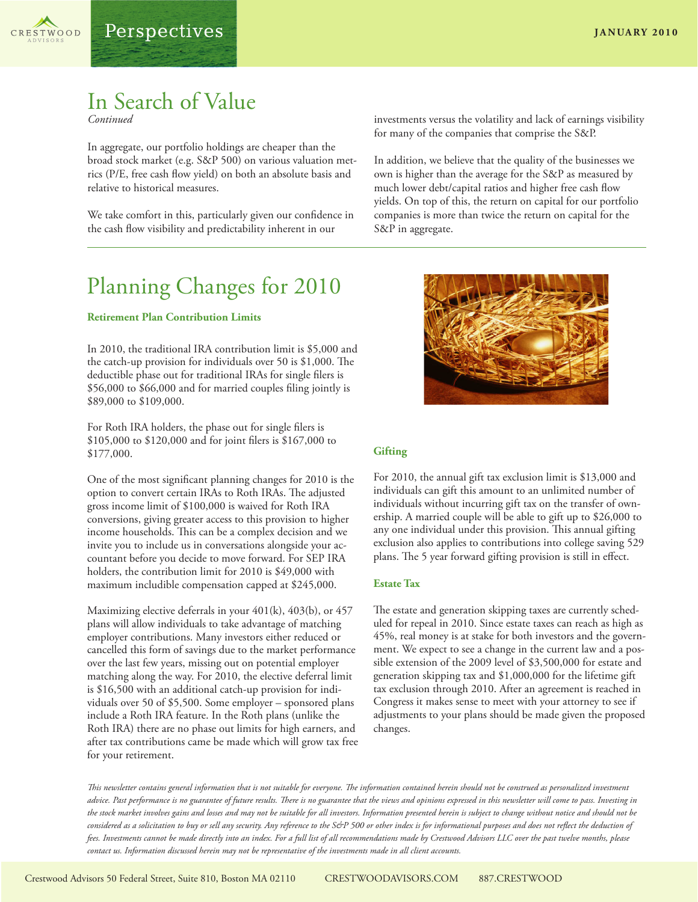## In Search of Value

*Continued*

In aggregate, our portfolio holdings are cheaper than the broad stock market (e.g. S&P 500) on various valuation metrics (P/E, free cash flow yield) on both an absolute basis and relative to historical measures.

We take comfort in this, particularly given our confidence in the cash flow visibility and predictability inherent in our investments versus the volatility and lack of earnings visibility for many of the companies that comprise the S&P.

In addition, we believe that the quality of the businesses we own is higher than the average for the S&P as measured by much lower debt/capital ratios and higher free cash flow yields. On top of this, the return on capital for our portfolio companies is more than twice the return on capital for the S&P in aggregate.

## Planning Changes for 2010

### Retirement Plan Contribution Limits

In 2010, the traditional IRA contribution limit is $5,000 and the catch-up provision for individuals over 50 is $1,000. The deductible phase out for traditional IRAs for single filers is $56,000 to $66,000 and for married couples filing jointly is $89,000 to $109,000.

For Roth IRA holders, the phase out for single filers is $105,000 to $120,000 and for joint filers is $167,000 to $177,000.

One of the most significant planning changes for 2010 is the option to convert certain IRAs to Roth IRAs. The adjusted gross income limit of $100,000 is waived for Roth IRA conversions, giving greater access to this provision to higher income households. This can be a complex decision and we invite you to include us in conversations alongside your accountant before you decide to move forward. For SEP IRA holders, the contribution limit for 2010 is $49,000 with maximum includible compensation capped at $245,000.

Maximizing elective deferrals in your 401(k), 403(b), or 457 plans will allow individuals to take advantage of matching employer contributions. Many investors either reduced or cancelled this form of savings due to the market performance over the last few years, missing out on potential employer matching along the way. For 2010, the elective deferral limit is $16,500 with an additional catch-up provision for individuals over 50 of $5,500. Some employer – sponsored plans include a Roth IRA feature. In the Roth plans (unlike the Roth IRA) there are no phase out limits for high earners, and after tax contributions came be made which will grow tax free for your retirement.

### Gifting

For 2010, the annual gift tax exclusion limit is $13,000 and individuals can gift this amount to an unlimited number of individuals without incurring gift tax on the transfer of ownership. A married couple will be able to gift up to $26,000 to any one individual under this provision. This annual gifting exclusion also applies to contributions into college saving 529 plans. The 5 year forward gifting provision is still in effect.

### Estate Tax

The estate and generation skipping taxes are currently scheduled for repeal in 2010. Since estate taxes can reach as high as 45%, real money is at stake for both investors and the government. We expect to see a change in the current law and a possible extension of the 2009 level of $3,500,000 for estate and generation skipping tax and $1,000,000 for the lifetime gift tax exclusion through 2010. After an agreement is reached in Congress it makes sense to meet with your attorney to see if adjustments to your plans should be made given the proposed changes.

*This newsletter contains general information that is not suitable for everyone. The information contained herein should not be construed as personalized investment advice. Past performance is no guarantee of future results. There is no guarantee that the views and opinions expressed in this newsletter will come to pass. Investing in the stock market involves gains and losses and may not be suitable for all investors. Information presented herein is subject to change without notice and should not be considered as a solicitation to buy or sell any security. Any reference to the S&P 500 or other index is for informational purposes and does not reflect the deduction of fees. Investments cannot be made directly into an index. For a full list of all recommendations made by Crestwood Advisors LLC over the past twelve months, please contact us. Information discussed herein may not be representative of the investments made in all client accounts.*

Crestwood Advisors 50 Federal Street, Suite 810, Boston MA 02110 CRESTWOODADVISORS.COM 887.CRESTWOOD